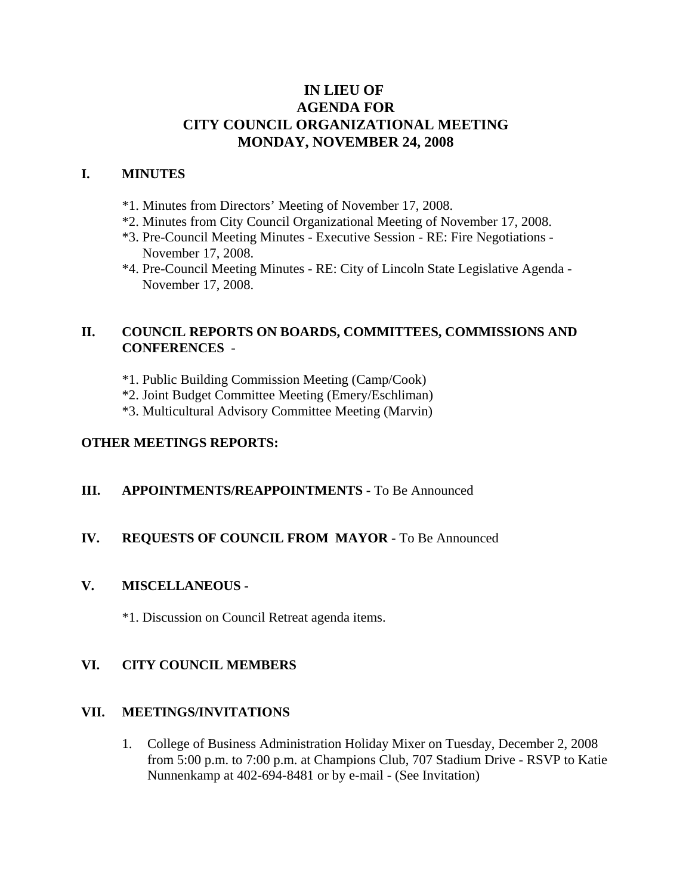# IN LIEU OF
# AGENDA FOR
# CITY COUNCIL ORGANIZATIONAL MEETING
# MONDAY, NOVEMBER 24, 2008

## I. MINUTES

*1. Minutes from Directors' Meeting of November 17, 2008.
*2. Minutes from City Council Organizational Meeting of November 17, 2008.
*3. Pre-Council Meeting Minutes - Executive Session - RE: Fire Negotiations - November 17, 2008.
*4. Pre-Council Meeting Minutes - RE: City of Lincoln State Legislative Agenda - November 17, 2008.

## II. COUNCIL REPORTS ON BOARDS, COMMITTEES, COMMISSIONS AND CONFERENCES -

*1. Public Building Commission Meeting (Camp/Cook)
*2. Joint Budget Committee Meeting (Emery/Eschliman)
*3. Multicultural Advisory Committee Meeting (Marvin)

**OTHER MEETINGS REPORTS:**

## III. APPOINTMENTS/REAPPOINTMENTS - To Be Announced

## IV. REQUESTS OF COUNCIL FROM MAYOR - To Be Announced

## V. MISCELLANEOUS -

*1. Discussion on Council Retreat agenda items.

## VI. CITY COUNCIL MEMBERS

## VII. MEETINGS/INVITATIONS

1. College of Business Administration Holiday Mixer on Tuesday, December 2, 2008 from 5:00 p.m. to 7:00 p.m. at Champions Club, 707 Stadium Drive - RSVP to Katie Nunnenkamp at 402-694-8481 or by e-mail - (See Invitation)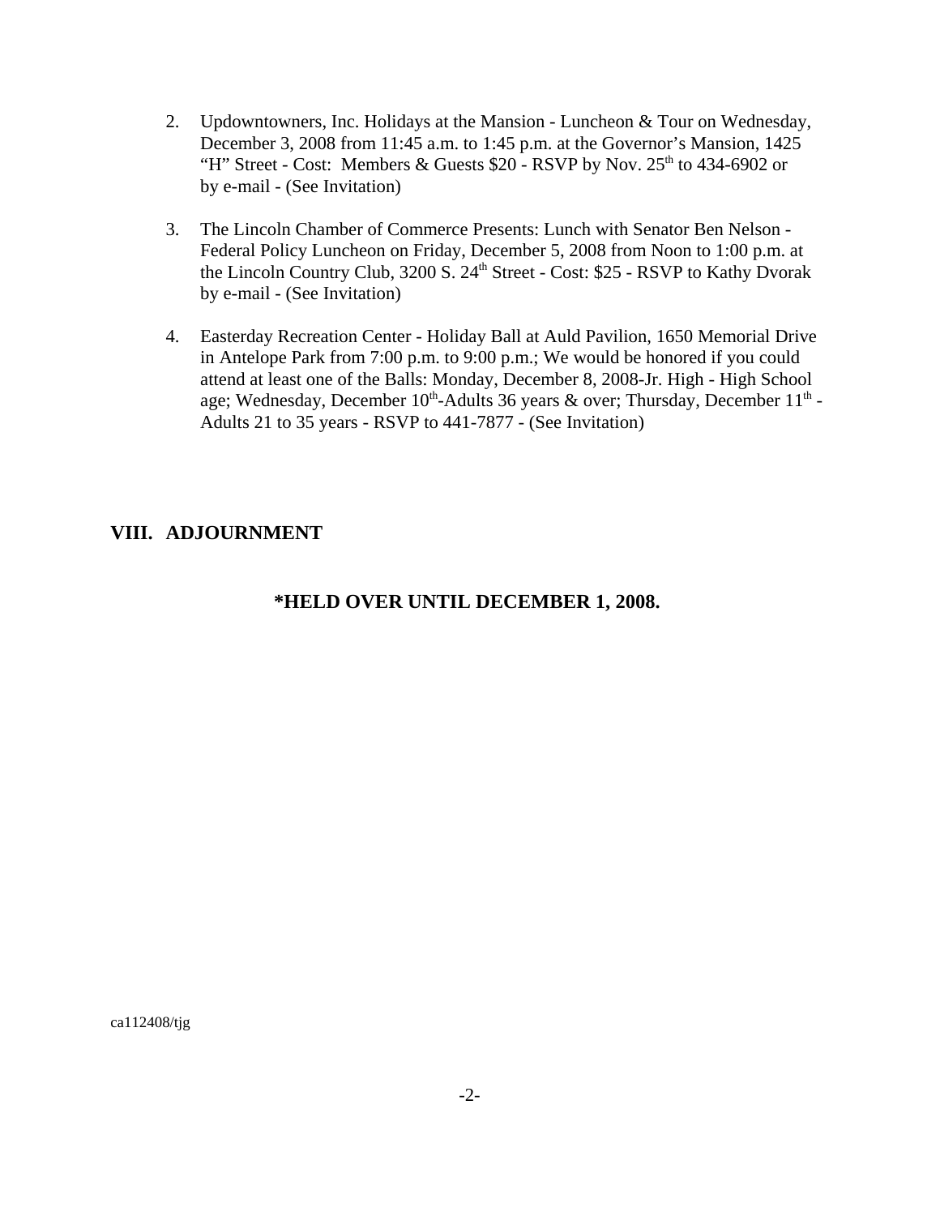2. Updowntowners, Inc. Holidays at the Mansion - Luncheon & Tour on Wednesday, December 3, 2008 from 11:45 a.m. to 1:45 p.m. at the Governor's Mansion, 1425 "H" Street - Cost: Members & Guests $20 - RSVP by Nov. 25th to 434-6902 or by e-mail - (See Invitation)

3. The Lincoln Chamber of Commerce Presents: Lunch with Senator Ben Nelson - Federal Policy Luncheon on Friday, December 5, 2008 from Noon to 1:00 p.m. at the Lincoln Country Club, 3200 S. 24th Street - Cost: $25 - RSVP to Kathy Dvorak by e-mail - (See Invitation)

4. Easterday Recreation Center - Holiday Ball at Auld Pavilion, 1650 Memorial Drive in Antelope Park from 7:00 p.m. to 9:00 p.m.; We would be honored if you could attend at least one of the Balls: Monday, December 8, 2008-Jr. High - High School age; Wednesday, December 10th-Adults 36 years & over; Thursday, December 11th - Adults 21 to 35 years - RSVP to 441-7877 - (See Invitation)

## VIII. ADJOURNMENT

**\*HELD OVER UNTIL DECEMBER 1, 2008.**

ca112408/tjg